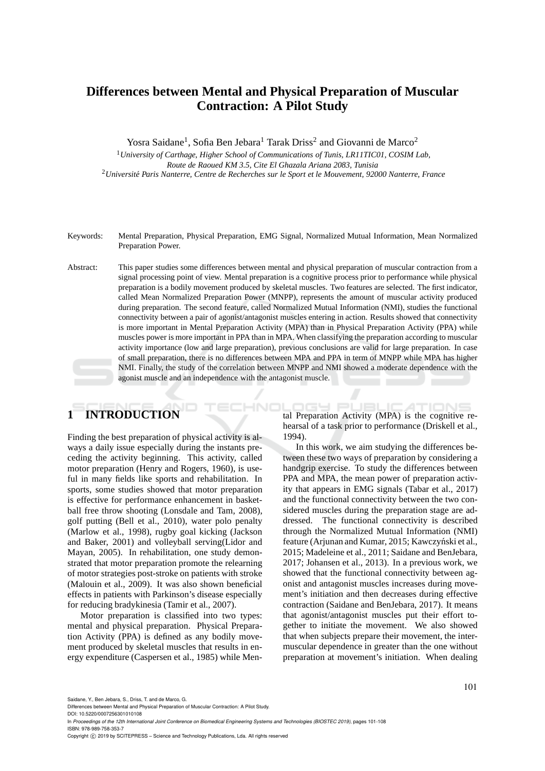# Differences between Mental and Physical Preparation of Muscular Contraction: A Pilot Study

Yosra Saidane[1], Sofia Ben Jebara[1] Tarak Driss[2] and Giovanni de Marco[2]

[1]*University of Carthage, Higher School of Communications of Tunis, LR11TIC01, COSIM Lab, Route de Raoued KM 3.5, Cite El Ghazala Ariana 2083, Tunisia*
[2]*Université Paris Nanterre, Centre de Recherches sur le Sport et le Mouvement, 92000 Nanterre, France*

Keywords: Mental Preparation, Physical Preparation, EMG Signal, Normalized Mutual Information, Mean Normalized Preparation Power.

Abstract: This paper studies some differences between mental and physical preparation of muscular contraction from a signal processing point of view. Mental preparation is a cognitive process prior to performance while physical preparation is a bodily movement produced by skeletal muscles. Two features are selected. The first indicator, called Mean Normalized Preparation Power (MNPP), represents the amount of muscular activity produced during preparation. The second feature, called Normalized Mutual Information (NMI), studies the functional connectivity between a pair of agonist/antagonist muscles entering in action. Results showed that connectivity is more important in Mental Preparation Activity (MPA) than in Physical Preparation Activity (PPA) while muscles power is more important in PPA than in MPA. When classifying the preparation according to muscular activity importance (low and large preparation), previous conclusions are valid for large preparation. In case of small preparation, there is no differences between MPA and PPA in term of MNPP while MPA has higher NMI. Finally, the study of the correlation between MNPP and NMI showed a moderate dependence with the agonist muscle and an independence with the antagonist muscle.

## 1 INTRODUCTION

Finding the best preparation of physical activity is always a daily issue especially during the instants preceding the activity beginning. This activity, called motor preparation (Henry and Rogers, 1960), is useful in many fields like sports and rehabilitation. In sports, some studies showed that motor preparation is effective for performance enhancement in basketball free throw shooting (Lonsdale and Tam, 2008), golf putting (Bell et al., 2010), water polo penalty (Marlow et al., 1998), rugby goal kicking (Jackson and Baker, 2001) and volleyball serving(Lidor and Mayan, 2005). In rehabilitation, one study demonstrated that motor preparation promote the relearning of motor strategies post-stroke on patients with stroke (Malouin et al., 2009). It was also shown beneficial effects in patients with Parkinson's disease especially for reducing bradykinesia (Tamir et al., 2007).

Motor preparation is classified into two types: mental and physical preparation. Physical Preparation Activity (PPA) is defined as any bodily movement produced by skeletal muscles that results in energy expenditure (Caspersen et al., 1985) while Mental Preparation Activity (MPA) is the cognitive rehearsal of a task prior to performance (Driskell et al., 1994).

In this work, we aim studying the differences between these two ways of preparation by considering a handgrip exercise. To study the differences between PPA and MPA, the mean power of preparation activity that appears in EMG signals (Tabar et al., 2017) and the functional connectivity between the two considered muscles during the preparation stage are addressed. The functional connectivity is described through the Normalized Mutual Information (NMI) feature (Arjunan and Kumar, 2015; Kawczyński et al., 2015; Madeleine et al., 2011; Saidane and BenJebara, 2017; Johansen et al., 2013). In a previous work, we showed that the functional connectivity between agonist and antagonist muscles increases during movement's initiation and then decreases during effective contraction (Saidane and BenJebara, 2017). It means that agonist/antagonist muscles put their effort together to initiate the movement. We also showed that when subjects prepare their movement, the intermuscular dependence in greater than the one without preparation at movement's initiation. When dealing

Saidane, Y., Ben Jebara, S., Driss, T. and de Marco, G.
Differences between Mental and Physical Preparation of Muscular Contraction: A Pilot Study.
DOI: 10.5220/0007256301010108
In *Proceedings of the 12th International Joint Conference on Biomedical Engineering Systems and Technologies (BIOSTEC 2019)*, pages 101-108
ISBN: 978-989-758-353-7
Copyright © 2019 by SCITEPRESS – Science and Technology Publications, Lda. All rights reserved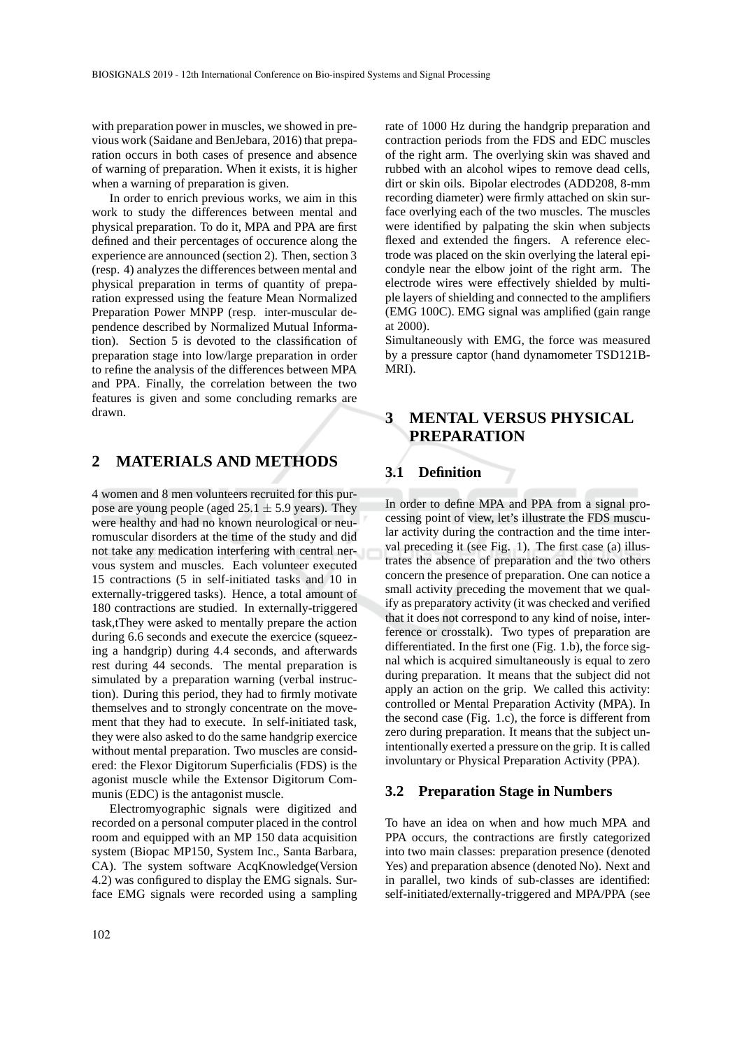with preparation power in muscles, we showed in previous work (Saidane and BenJebara, 2016) that preparation occurs in both cases of presence and absence of warning of preparation. When it exists, it is higher when a warning of preparation is given.

In order to enrich previous works, we aim in this work to study the differences between mental and physical preparation. To do it, MPA and PPA are first defined and their percentages of occurence along the experience are announced (section 2). Then, section 3 (resp. 4) analyzes the differences between mental and physical preparation in terms of quantity of preparation expressed using the feature Mean Normalized Preparation Power MNPP (resp. inter-muscular dependence described by Normalized Mutual Information). Section 5 is devoted to the classification of preparation stage into low/large preparation in order to refine the analysis of the differences between MPA and PPA. Finally, the correlation between the two features is given and some concluding remarks are drawn.

## 2 MATERIALS AND METHODS

4 women and 8 men volunteers recruited for this purpose are young people (aged $25.1 \pm 5.9$ years). They were healthy and had no known neurological or neuromuscular disorders at the time of the study and did not take any medication interfering with central nervous system and muscles. Each volunteer executed 15 contractions (5 in self-initiated tasks and 10 in externally-triggered tasks). Hence, a total amount of 180 contractions are studied. In externally-triggered task,tThey were asked to mentally prepare the action during 6.6 seconds and execute the exercice (squeezing a handgrip) during 4.4 seconds, and afterwards rest during 44 seconds. The mental preparation is simulated by a preparation warning (verbal instruction). During this period, they had to firmly motivate themselves and to strongly concentrate on the movement that they had to execute. In self-initiated task, they were also asked to do the same handgrip exercice without mental preparation. Two muscles are considered: the Flexor Digitorum Superficialis (FDS) is the agonist muscle while the Extensor Digitorum Communis (EDC) is the antagonist muscle.

Electromyographic signals were digitized and recorded on a personal computer placed in the control room and equipped with an MP 150 data acquisition system (Biopac MP150, System Inc., Santa Barbara, CA). The system software AcqKnowledge(Version 4.2) was configured to display the EMG signals. Surface EMG signals were recorded using a sampling rate of 1000 Hz during the handgrip preparation and contraction periods from the FDS and EDC muscles of the right arm. The overlying skin was shaved and rubbed with an alcohol wipes to remove dead cells, dirt or skin oils. Bipolar electrodes (ADD208, 8-mm recording diameter) were firmly attached on skin surface overlying each of the two muscles. The muscles were identified by palpating the skin when subjects flexed and extended the fingers. A reference electrode was placed on the skin overlying the lateral epicondyle near the elbow joint of the right arm. The electrode wires were effectively shielded by multiple layers of shielding and connected to the amplifiers (EMG 100C). EMG signal was amplified (gain range at 2000).

Simultaneously with EMG, the force was measured by a pressure captor (hand dynamometer TSD121B-MRI).

## 3 MENTAL VERSUS PHYSICAL PREPARATION

### 3.1 Definition

In order to define MPA and PPA from a signal processing point of view, let's illustrate the FDS muscular activity during the contraction and the time interval preceding it (see Fig. 1). The first case (a) illustrates the absence of preparation and the two others concern the presence of preparation. One can notice a small activity preceding the movement that we qualify as preparatory activity (it was checked and verified that it does not correspond to any kind of noise, interference or crosstalk). Two types of preparation are differentiated. In the first one (Fig. 1.b), the force signal which is acquired simultaneously is equal to zero during preparation. It means that the subject did not apply an action on the grip. We called this activity: controlled or Mental Preparation Activity (MPA). In the second case (Fig. 1.c), the force is different from zero during preparation. It means that the subject unintentionally exerted a pressure on the grip. It is called involuntary or Physical Preparation Activity (PPA).

### 3.2 Preparation Stage in Numbers

To have an idea on when and how much MPA and PPA occurs, the contractions are firstly categorized into two main classes: preparation presence (denoted Yes) and preparation absence (denoted No). Next and in parallel, two kinds of sub-classes are identified: self-initiated/externally-triggered and MPA/PPA (see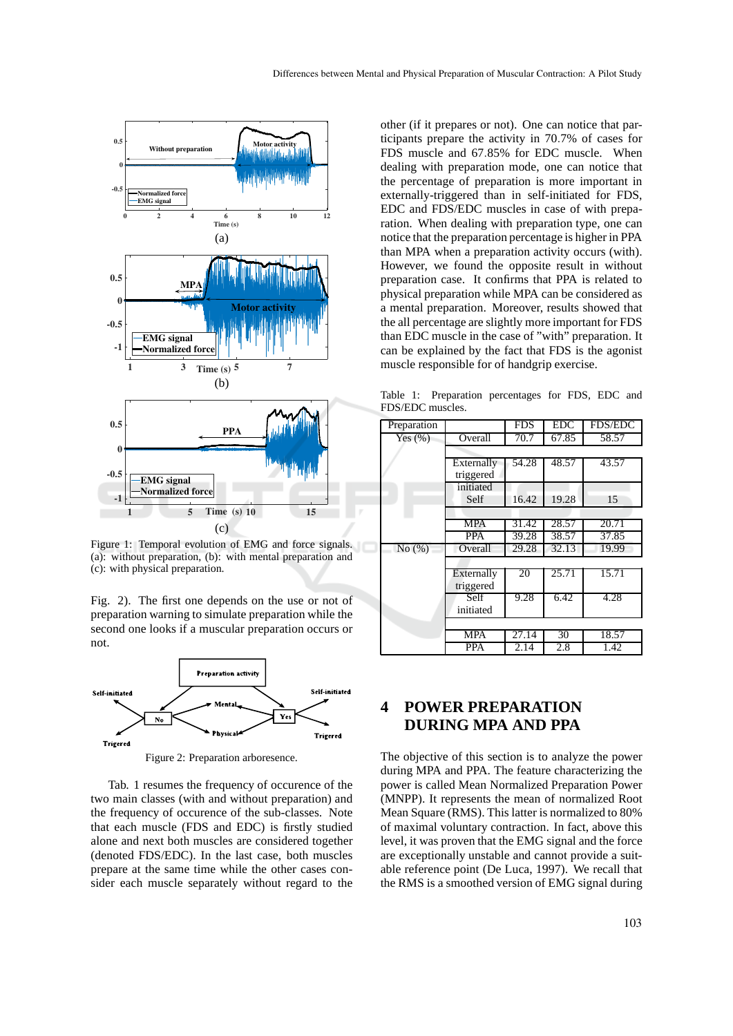Figure 1: Temporal evolution of EMG and force signals. (a): without preparation, (b): with mental preparation and (c): with physical preparation.

Fig. 2). The first one depends on the use or not of preparation warning to simulate preparation while the second one looks if a muscular preparation occurs or not.

Figure 2: Preparation arboresence.

Tab. 1 resumes the frequency of occurence of the two main classes (with and without preparation) and the frequency of occurence of the sub-classes. Note that each muscle (FDS and EDC) is firstly studied alone and next both muscles are considered together (denoted FDS/EDC). In the last case, both muscles prepare at the same time while the other cases consider each muscle separately without regard to the other (if it prepares or not). One can notice that participants prepare the activity in 70.7% of cases for FDS muscle and 67.85% for EDC muscle. When dealing with preparation mode, one can notice that the percentage of preparation is more important in externally-triggered than in self-initiated for FDS, EDC and FDS/EDC muscles in case of with preparation. When dealing with preparation type, one can notice that the preparation percentage is higher in PPA than MPA when a preparation activity occurs (with). However, we found the opposite result in without preparation case. It confirms that PPA is related to physical preparation while MPA can be considered as a mental preparation. Moreover, results showed that the all percentage are slightly more important for FDS than EDC muscle in the case of "with" preparation. It can be explained by the fact that FDS is the agonist muscle responsible for of handgrip exercise.

Table 1: Preparation percentages for FDS, EDC and FDS/EDC muscles.

| Preparation | | FDS | EDC | FDS/EDC |
|---|---|---|---|---|
| Yes (%) | Overall | 70.7 | 67.85 | 58.57 |
| | Externally triggered | 54.28 | 48.57 | 43.57 |
| | initiated Self | 16.42 | 19.28 | 15 |
| | MPA | 31.42 | 28.57 | 20.71 |
| | PPA | 39.28 | 38.57 | 37.85 |
| No (%) | Overall | 29.28 | 32.13 | 19.99 |
| | Externally triggered | 20 | 25.71 | 15.71 |
| | Self initiated | 9.28 | 6.42 | 4.28 |
| | MPA | 27.14 | 30 | 18.57 |
| | PPA | 2.14 | 2.8 | 1.42 |

## 4 POWER PREPARATION DURING MPA AND PPA

The objective of this section is to analyze the power during MPA and PPA. The feature characterizing the power is called Mean Normalized Preparation Power (MNPP). It represents the mean of normalized Root Mean Square (RMS). This latter is normalized to 80% of maximal voluntary contraction. In fact, above this level, it was proven that the EMG signal and the force are exceptionally unstable and cannot provide a suitable reference point (De Luca, 1997). We recall that the RMS is a smoothed version of EMG signal during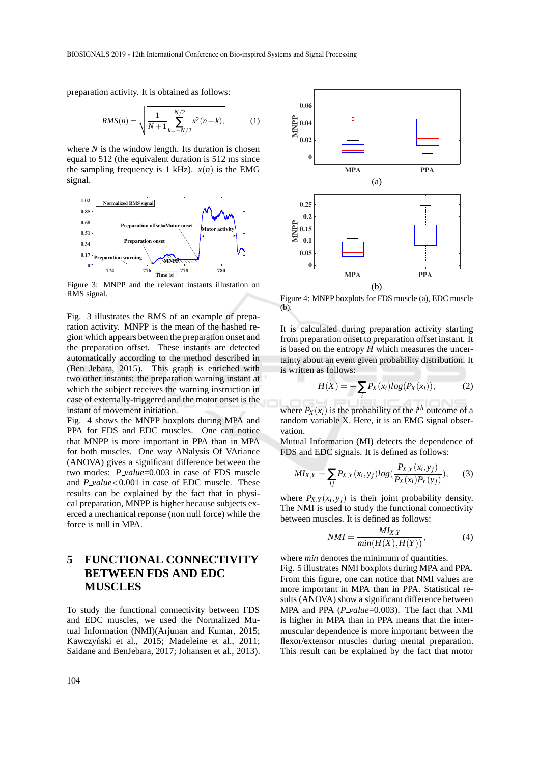preparation activity. It is obtained as follows:

$$RMS(n) = \sqrt{\frac{1}{N+1}\sum_{k=-N/2}^{N/2} x^2(n+k)}, \qquad (1)$$

where $N$ is the window length. Its duration is chosen equal to 512 (the equivalent duration is 512 ms since the sampling frequency is 1 kHz). $x(n)$ is the EMG signal.

Figure 3: MNPP and the relevant instants illustation on RMS signal.

Fig. 3 illustrates the RMS of an example of preparation activity. MNPP is the mean of the hashed region which appears between the preparation onset and the preparation offset. These instants are detected automatically according to the method described in (Ben Jebara, 2015). This graph is enriched with two other instants: the preparation warning instant at which the subject receives the warning instruction in case of externally-triggered and the motor onset is the instant of movement initiation.

Fig. 4 shows the MNPP boxplots during MPA and PPA for FDS and EDC muscles. One can notice that MNPP is more important in PPA than in MPA for both muscles. One way ANalysis Of VAriance (ANOVA) gives a significant difference between the two modes: *P_value*=0.003 in case of FDS muscle and *P_value*<0.001 in case of EDC muscle. These results can be explained by the fact that in physical preparation, MNPP is higher because subjects exerced a mechanical reponse (non null force) while the force is null in MPA.

## 5 FUNCTIONAL CONNECTIVITY BETWEEN FDS AND EDC MUSCLES

To study the functional connectivity between FDS and EDC muscles, we used the Normalized Mutual Information (NMI)(Arjunan and Kumar, 2015; Kawczyński et al., 2015; Madeleine et al., 2011; Saidane and BenJebara, 2017; Johansen et al., 2013).

Figure 4: MNPP boxplots for FDS muscle (a), EDC muscle (b).

It is calculated during preparation activity starting from preparation onset to preparation offset instant. It is based on the entropy $H$ which measures the uncertainty about an event given probability distribution. It is written as follows:

$$H(X) = -\sum_i P_X(x_i) log(P_X(x_i)), \qquad (2)$$

where $P_X(x_i)$ is the probability of the $i^{th}$ outcome of a random variable X. Here, it is an EMG signal observation.

Mutual Information (MI) detects the dependence of FDS and EDC signals. It is defined as follows:

$$MI_{X,Y} = \sum_{ij} P_{X,Y}(x_i,y_j) log(\frac{P_{X,Y}(x_i,y_j)}{P_X(x_i)P_Y(y_j)}), \qquad (3)$$

where $P_{X,Y}(x_i,y_j)$ is their joint probability density. The NMI is used to study the functional connectivity between muscles. It is defined as follows:

$$NMI = \frac{MI_{X,Y}}{min(H(X),H(Y))}, \qquad (4)$$

where *min* denotes the minimum of quantities.

Fig. 5 illustrates NMI boxplots during MPA and PPA. From this figure, one can notice that NMI values are more important in MPA than in PPA. Statistical results (ANOVA) show a significant difference between MPA and PPA (*P_value*=0.003). The fact that NMI is higher in MPA than in PPA means that the intermuscular dependence is more important between the flexor/extensor muscles during mental preparation. This result can be explained by the fact that motor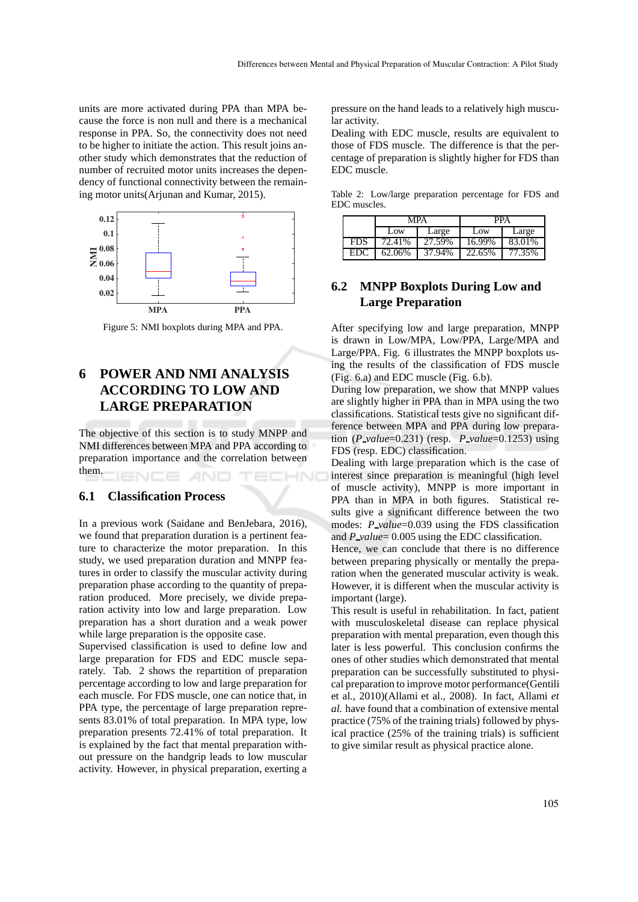units are more activated during PPA than MPA because the force is non null and there is a mechanical response in PPA. So, the connectivity does not need to be higher to initiate the action. This result joins another study which demonstrates that the reduction of number of recruited motor units increases the dependency of functional connectivity between the remaining motor units(Arjunan and Kumar, 2015).

Figure 5: NMI boxplots during MPA and PPA.

# 6 POWER AND NMI ANALYSIS ACCORDING TO LOW AND LARGE PREPARATION

The objective of this section is to study MNPP and NMI differences between MPA and PPA according to preparation importance and the correlation between them.

## 6.1 Classification Process

In a previous work (Saidane and BenJebara, 2016), we found that preparation duration is a pertinent feature to characterize the motor preparation. In this study, we used preparation duration and MNPP features in order to classify the muscular activity during preparation phase according to the quantity of preparation produced. More precisely, we divide preparation activity into low and large preparation. Low preparation has a short duration and a weak power while large preparation is the opposite case.

Supervised classification is used to define low and large preparation for FDS and EDC muscle separately. Tab. 2 shows the repartition of preparation percentage according to low and large preparation for each muscle. For FDS muscle, one can notice that, in PPA type, the percentage of large preparation represents 83.01% of total preparation. In MPA type, low preparation presents 72.41% of total preparation. It is explained by the fact that mental preparation without pressure on the handgrip leads to low muscular activity. However, in physical preparation, exerting a pressure on the hand leads to a relatively high muscular activity.

Dealing with EDC muscle, results are equivalent to those of FDS muscle. The difference is that the percentage of preparation is slightly higher for FDS than EDC muscle.

Table 2: Low/large preparation percentage for FDS and EDC muscles.

| | MPA | | PPA | |
|---|---|---|---|---|
| | Low | Large | Low | Large |
| FDS | 72.41% | 27.59% | 16.99% | 83.01% |
| EDC | 62.06% | 37.94% | 22.65% | 77.35% |

## 6.2 MNPP Boxplots During Low and Large Preparation

After specifying low and large preparation, MNPP is drawn in Low/MPA, Low/PPA, Large/MPA and Large/PPA. Fig. 6 illustrates the MNPP boxplots using the results of the classification of FDS muscle (Fig. 6.a) and EDC muscle (Fig. 6.b).

During low preparation, we show that MNPP values are slightly higher in PPA than in MPA using the two classifications. Statistical tests give no significant difference between MPA and PPA during low preparation (*P_value*=0.231) (resp. *P_value*=0.1253) using FDS (resp. EDC) classification.

Dealing with large preparation which is the case of interest since preparation is meaningful (high level of muscle activity), MNPP is more important in PPA than in MPA in both figures. Statistical results give a significant difference between the two modes: *P_value*=0.039 using the FDS classification and *P_value*= 0.005 using the EDC classification.

Hence, we can conclude that there is no difference between preparing physically or mentally the preparation when the generated muscular activity is weak. However, it is different when the muscular activity is important (large).

This result is useful in rehabilitation. In fact, patient with musculoskeletal disease can replace physical preparation with mental preparation, even though this later is less powerful. This conclusion confirms the ones of other studies which demonstrated that mental preparation can be successfully substituted to physical preparation to improve motor performance(Gentili et al., 2010)(Allami et al., 2008). In fact, Allami *et al.* have found that a combination of extensive mental practice (75% of the training trials) followed by physical practice (25% of the training trials) is sufficient to give similar result as physical practice alone.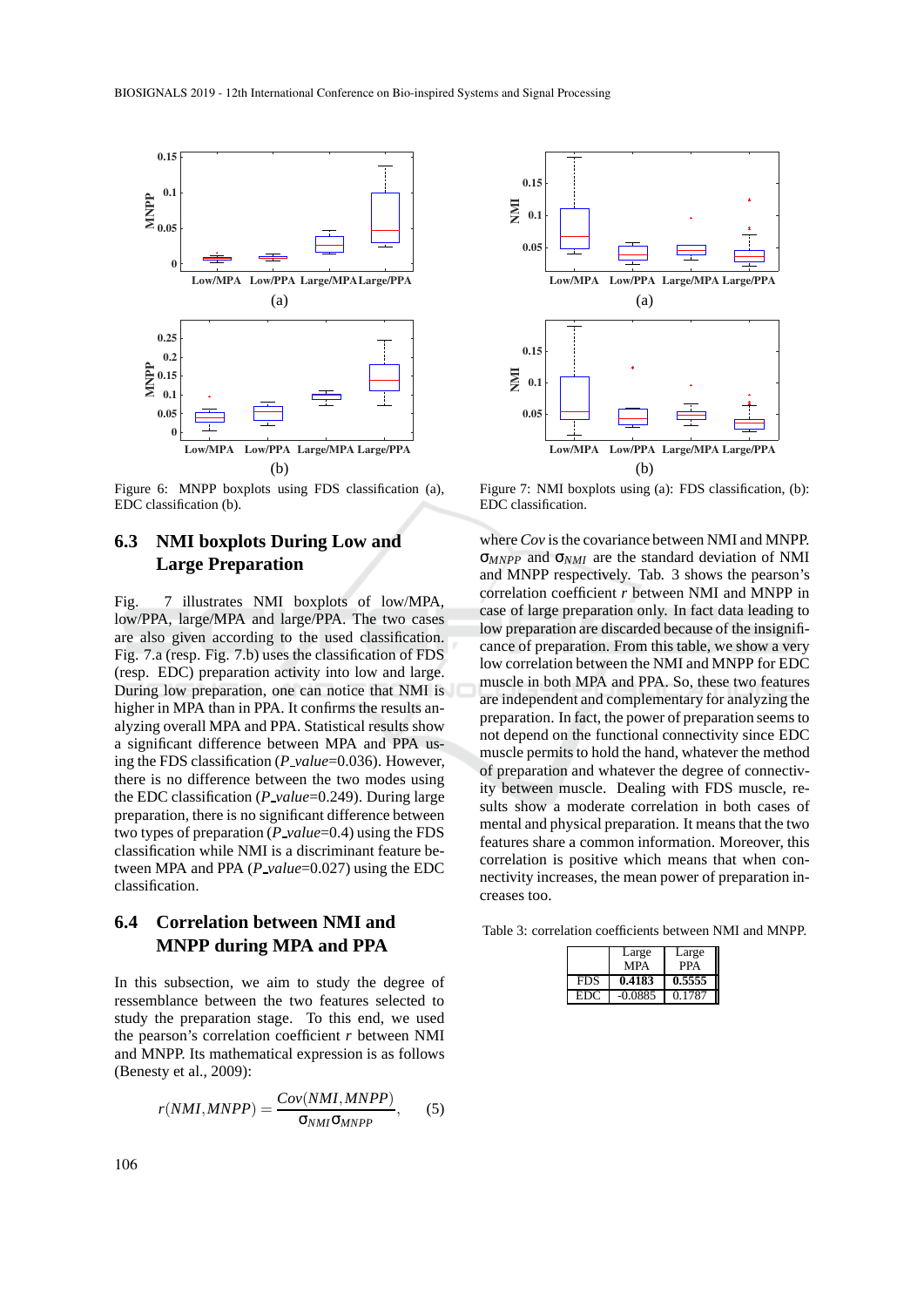Figure 6: MNPP boxplots using FDS classification (a), EDC classification (b).

Figure 7: NMI boxplots using (a): FDS classification, (b): EDC classification.

### 6.3 NMI boxplots During Low and Large Preparation

Fig. 7 illustrates NMI boxplots of low/MPA, low/PPA, large/MPA and large/PPA. The two cases are also given according to the used classification. Fig. 7.a (resp. Fig. 7.b) uses the classification of FDS (resp. EDC) preparation activity into low and large. During low preparation, one can notice that NMI is higher in MPA than in PPA. It confirms the results analyzing overall MPA and PPA. Statistical results show a significant difference between MPA and PPA using the FDS classification (*P_value*=0.036). However, there is no difference between the two modes using the EDC classification (*P_value*=0.249). During large preparation, there is no significant difference between two types of preparation (*P_value*=0.4) using the FDS classification while NMI is a discriminant feature between MPA and PPA (*P_value*=0.027) using the EDC classification.

### 6.4 Correlation between NMI and MNPP during MPA and PPA

In this subsection, we aim to study the degree of ressemblance between the two features selected to study the preparation stage. To this end, we used the pearson's correlation coefficient $r$ between NMI and MNPP. Its mathematical expression is as follows (Benesty et al., 2009):

$$r(NMI, MNPP) = \frac{Cov(NMI, MNPP)}{\sigma_{NMI}\sigma_{MNPP}}, \quad (5)$$

where $Cov$ is the covariance between NMI and MNPP. $\sigma_{MNPP}$ and $\sigma_{NMI}$ are the standard deviation of NMI and MNPP respectively. Tab. 3 shows the pearson's correlation coefficient $r$ between NMI and MNPP in case of large preparation only. In fact data leading to low preparation are discarded because of the insignificance of preparation. From this table, we show a very low correlation between the NMI and MNPP for EDC muscle in both MPA and PPA. So, these two features are independent and complementary for analyzing the preparation. In fact, the power of preparation seems to not depend on the functional connectivity since EDC muscle permits to hold the hand, whatever the method of preparation and whatever the degree of connectivity between muscle. Dealing with FDS muscle, results show a moderate correlation in both cases of mental and physical preparation. It means that the two features share a common information. Moreover, this correlation is positive which means that when connectivity increases, the mean power of preparation increases too.

Table 3: correlation coefficients between NMI and MNPP.

| | Large MPA | Large PPA |
|---|---|---|
| FDS | **0.4183** | **0.5555** |
| EDC | -0.0885 | 0.1787 |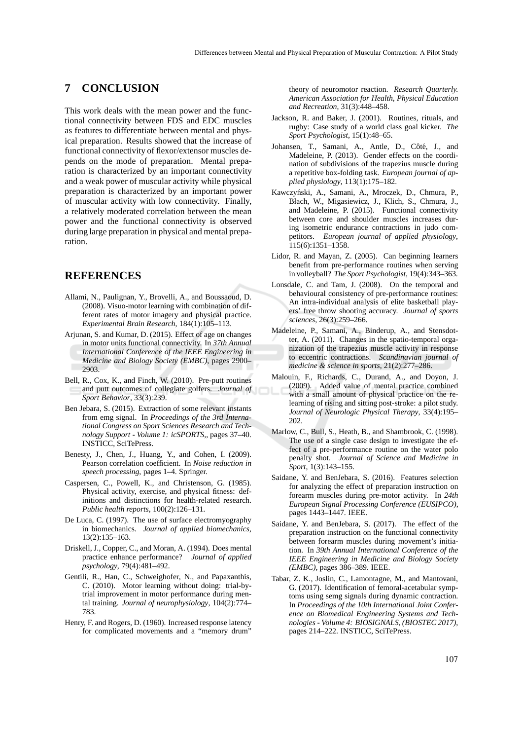## 7 CONCLUSION

This work deals with the mean power and the functional connectivity between FDS and EDC muscles as features to differentiate between mental and physical preparation. Results showed that the increase of functional connectivity of flexor/extensor muscles depends on the mode of preparation. Mental preparation is characterized by an important connectivity and a weak power of muscular activity while physical preparation is characterized by an important power of muscular activity with low connectivity. Finally, a relatively moderated correlation between the mean power and the functional connectivity is observed during large preparation in physical and mental preparation.

## REFERENCES

Allami, N., Paulignan, Y., Brovelli, A., and Boussaoud, D. (2008). Visuo-motor learning with combination of different rates of motor imagery and physical practice. *Experimental Brain Research*, 184(1):105–113.

Arjunan, S. and Kumar, D. (2015). Effect of age on changes in motor units functional connectivity. In *37th Annual International Conference of the IEEE Engineering in Medicine and Biology Society (EMBC)*, pages 2900–2903.

Bell, R., Cox, K., and Finch, W. (2010). Pre-putt routines and putt outcomes of collegiate golfers. *Journal of Sport Behavior*, 33(3):239.

Ben Jebara, S. (2015). Extraction of some relevant instants from emg signal. In *Proceedings of the 3rd International Congress on Sport Sciences Research and Technology Support - Volume 1: icSPORTS,*, pages 37–40. INSTICC, SciTePress.

Benesty, J., Chen, J., Huang, Y., and Cohen, I. (2009). Pearson correlation coefficient. In *Noise reduction in speech processing*, pages 1–4. Springer.

Caspersen, C., Powell, K., and Christenson, G. (1985). Physical activity, exercise, and physical fitness: definitions and distinctions for health-related research. *Public health reports*, 100(2):126–131.

De Luca, C. (1997). The use of surface electromyography in biomechanics. *Journal of applied biomechanics*, 13(2):135–163.

Driskell, J., Copper, C., and Moran, A. (1994). Does mental practice enhance performance? *Journal of applied psychology*, 79(4):481–492.

Gentili, R., Han, C., Schweighofer, N., and Papaxanthis, C. (2010). Motor learning without doing: trial-by-trial improvement in motor performance during mental training. *Journal of neurophysiology*, 104(2):774–783.

Henry, F. and Rogers, D. (1960). Increased response latency for complicated movements and a "memory drum" theory of neuromotor reaction. *Research Quarterly. American Association for Health, Physical Education and Recreation*, 31(3):448–458.

Jackson, R. and Baker, J. (2001). Routines, rituals, and rugby: Case study of a world class goal kicker. *The Sport Psychologist*, 15(1):48–65.

Johansen, T., Samani, A., Antle, D., Côté, J., and Madeleine, P. (2013). Gender effects on the coordination of subdivisions of the trapezius muscle during a repetitive box-folding task. *European journal of applied physiology*, 113(1):175–182.

Kawczyński, A., Samani, A., Mroczek, D., Chmura, P., Błach, W., Migasiewicz, J., Klich, S., Chmura, J., and Madeleine, P. (2015). Functional connectivity between core and shoulder muscles increases during isometric endurance contractions in judo competitors. *European journal of applied physiology*, 115(6):1351–1358.

Lidor, R. and Mayan, Z. (2005). Can beginning learners benefit from pre-performance routines when serving in volleyball? *The Sport Psychologist*, 19(4):343–363.

Lonsdale, C. and Tam, J. (2008). On the temporal and behavioural consistency of pre-performance routines: An intra-individual analysis of elite basketball players' free throw shooting accuracy. *Journal of sports sciences*, 26(3):259–266.

Madeleine, P., Samani, A., Binderup, A., and Stensdotter, A. (2011). Changes in the spatio-temporal organization of the trapezius muscle activity in response to eccentric contractions. *Scandinavian journal of medicine & science in sports*, 21(2):277–286.

Malouin, F., Richards, C., Durand, A., and Doyon, J. (2009). Added value of mental practice combined with a small amount of physical practice on the relearning of rising and sitting post-stroke: a pilot study. *Journal of Neurologic Physical Therapy*, 33(4):195–202.

Marlow, C., Bull, S., Heath, B., and Shambrook, C. (1998). The use of a single case design to investigate the effect of a pre-performance routine on the water polo penalty shot. *Journal of Science and Medicine in Sport*, 1(3):143–155.

Saidane, Y. and BenJebara, S. (2016). Features selection for analyzing the effect of preparation instruction on forearm muscles during pre-motor activity. In *24th European Signal Processing Conference (EUSIPCO)*, pages 1443–1447. IEEE.

Saidane, Y. and BenJebara, S. (2017). The effect of the preparation instruction on the functional connectivity between forearm muscles during movement's initiation. In *39th Annual International Conference of the IEEE Engineering in Medicine and Biology Society (EMBC)*, pages 386–389. IEEE.

Tabar, Z. K., Joslin, C., Lamontagne, M., and Mantovani, G. (2017). Identification of femoral-acetabular symptoms using semg signals during dynamic contraction. In *Proceedings of the 10th International Joint Conference on Biomedical Engineering Systems and Technologies - Volume 4: BIOSIGNALS, (BIOSTEC 2017)*, pages 214–222. INSTICC, SciTePress.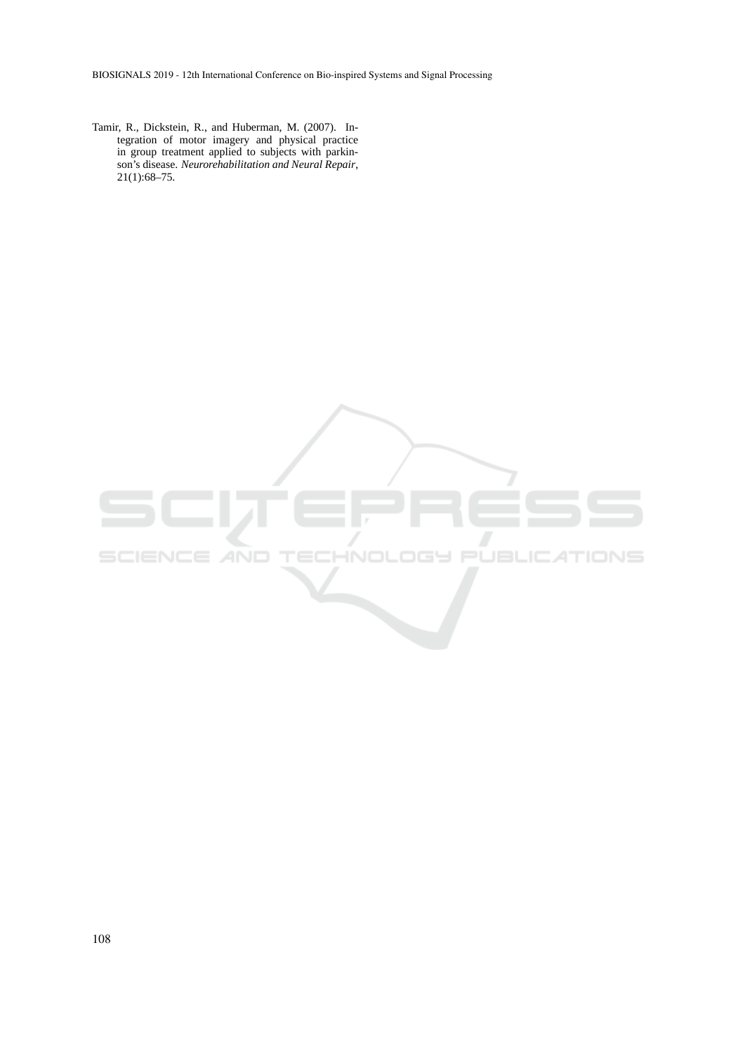Tamir, R., Dickstein, R., and Huberman, M. (2007). Integration of motor imagery and physical practice in group treatment applied to subjects with parkinson's disease. *Neurorehabilitation and Neural Repair*, 21(1):68–75.